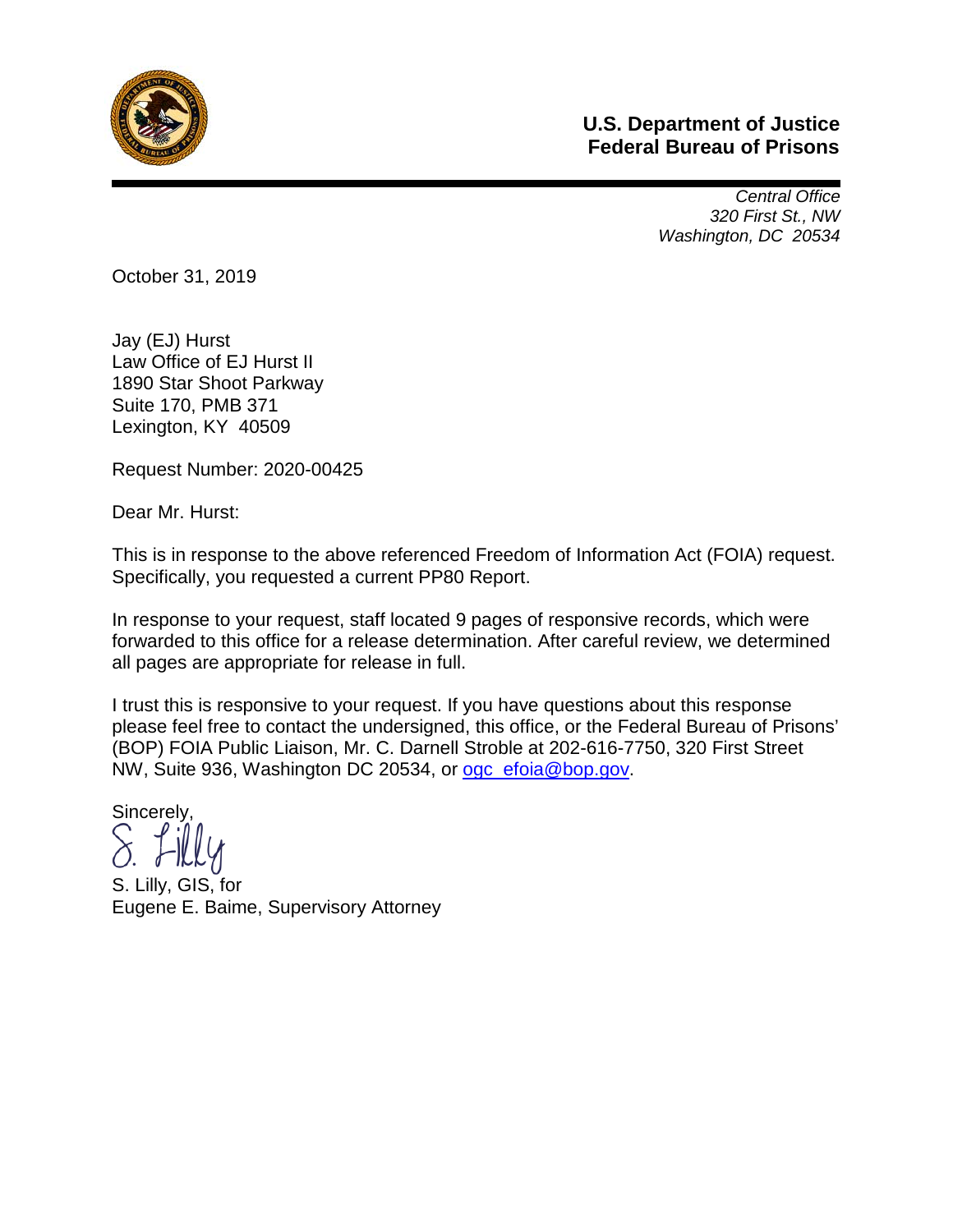**U.S. Department of Justice**
**Federal Bureau of Prisons**

*Central Office*
*320 First St., NW*
*Washington, DC 20534*

October 31, 2019

Jay (EJ) Hurst
Law Office of EJ Hurst II
1890 Star Shoot Parkway
Suite 170, PMB 371
Lexington, KY 40509

Request Number: 2020-00425

Dear Mr. Hurst:

This is in response to the above referenced Freedom of Information Act (FOIA) request. Specifically, you requested a current PP80 Report.

In response to your request, staff located 9 pages of responsive records, which were forwarded to this office for a release determination. After careful review, we determined all pages are appropriate for release in full.

I trust this is responsive to your request. If you have questions about this response please feel free to contact the undersigned, this office, or the Federal Bureau of Prisons' (BOP) FOIA Public Liaison, Mr. C. Darnell Stroble at 202-616-7750, 320 First Street NW, Suite 936, Washington DC 20534, or ogc_efoia@bop.gov.

Sincerely,

S. Lilly

S. Lilly, GIS, for
Eugene E. Baime, Supervisory Attorney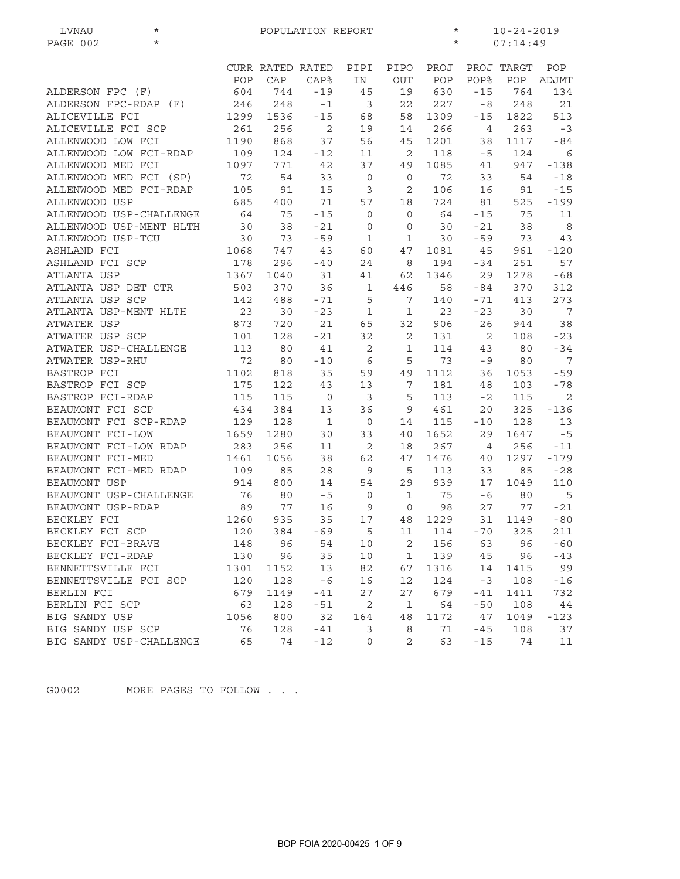LVNAU * POPULATION REPORT * 10-24-2019
PAGE 002 * * 07:14:49

| | CURR POP | RATED CAP | RATED CAP% | PIPI IN | PIPO OUT | PROJ POP | PROJ POP% | TARGT POP | POP ADJMT |
|---|---|---|---|---|---|---|---|---|---|
| ALDERSON FPC (F) | 604 | 744 | -19 | 45 | 19 | 630 | -15 | 764 | 134 |
| ALDERSON FPC-RDAP (F) | 246 | 248 | -1 | 3 | 22 | 227 | -8 | 248 | 21 |
| ALICEVILLE FCI | 1299 | 1536 | -15 | 68 | 58 | 1309 | -15 | 1822 | 513 |
| ALICEVILLE FCI SCP | 261 | 256 | 2 | 19 | 14 | 266 | 4 | 263 | -3 |
| ALLENWOOD LOW FCI | 1190 | 868 | 37 | 56 | 45 | 1201 | 38 | 1117 | -84 |
| ALLENWOOD LOW FCI-RDAP | 109 | 124 | -12 | 11 | 2 | 118 | -5 | 124 | 6 |
| ALLENWOOD MED FCI | 1097 | 771 | 42 | 37 | 49 | 1085 | 41 | 947 | -138 |
| ALLENWOOD MED FCI (SP) | 72 | 54 | 33 | 0 | 0 | 72 | 33 | 54 | -18 |
| ALLENWOOD MED FCI-RDAP | 105 | 91 | 15 | 3 | 2 | 106 | 16 | 91 | -15 |
| ALLENWOOD USP | 685 | 400 | 71 | 57 | 18 | 724 | 81 | 525 | -199 |
| ALLENWOOD USP-CHALLENGE | 64 | 75 | -15 | 0 | 0 | 64 | -15 | 75 | 11 |
| ALLENWOOD USP-MENT HLTH | 30 | 38 | -21 | 0 | 0 | 30 | -21 | 38 | 8 |
| ALLENWOOD USP-TCU | 30 | 73 | -59 | 1 | 1 | 30 | -59 | 73 | 43 |
| ASHLAND FCI | 1068 | 747 | 43 | 60 | 47 | 1081 | 45 | 961 | -120 |
| ASHLAND FCI SCP | 178 | 296 | -40 | 24 | 8 | 194 | -34 | 251 | 57 |
| ATLANTA USP | 1367 | 1040 | 31 | 41 | 62 | 1346 | 29 | 1278 | -68 |
| ATLANTA USP DET CTR | 503 | 370 | 36 | 1 | 446 | 58 | -84 | 370 | 312 |
| ATLANTA USP SCP | 142 | 488 | -71 | 5 | 7 | 140 | -71 | 413 | 273 |
| ATLANTA USP-MENT HLTH | 23 | 30 | -23 | 1 | 1 | 23 | -23 | 30 | 7 |
| ATWATER USP | 873 | 720 | 21 | 65 | 32 | 906 | 26 | 944 | 38 |
| ATWATER USP SCP | 101 | 128 | -21 | 32 | 2 | 131 | 2 | 108 | -23 |
| ATWATER USP-CHALLENGE | 113 | 80 | 41 | 2 | 1 | 114 | 43 | 80 | -34 |
| ATWATER USP-RHU | 72 | 80 | -10 | 6 | 5 | 73 | -9 | 80 | 7 |
| BASTROP FCI | 1102 | 818 | 35 | 59 | 49 | 1112 | 36 | 1053 | -59 |
| BASTROP FCI SCP | 175 | 122 | 43 | 13 | 7 | 181 | 48 | 103 | -78 |
| BASTROP FCI-RDAP | 115 | 115 | 0 | 3 | 5 | 113 | -2 | 115 | 2 |
| BEAUMONT FCI SCP | 434 | 384 | 13 | 36 | 9 | 461 | 20 | 325 | -136 |
| BEAUMONT FCI SCP-RDAP | 129 | 128 | 1 | 0 | 14 | 115 | -10 | 128 | 13 |
| BEAUMONT FCI-LOW | 1659 | 1280 | 30 | 33 | 40 | 1652 | 29 | 1647 | -5 |
| BEAUMONT FCI-LOW RDAP | 283 | 256 | 11 | 2 | 18 | 267 | 4 | 256 | -11 |
| BEAUMONT FCI-MED | 1461 | 1056 | 38 | 62 | 47 | 1476 | 40 | 1297 | -179 |
| BEAUMONT FCI-MED RDAP | 109 | 85 | 28 | 9 | 5 | 113 | 33 | 85 | -28 |
| BEAUMONT USP | 914 | 800 | 14 | 54 | 29 | 939 | 17 | 1049 | 110 |
| BEAUMONT USP-CHALLENGE | 76 | 80 | -5 | 0 | 1 | 75 | -6 | 80 | 5 |
| BEAUMONT USP-RDAP | 89 | 77 | 16 | 9 | 0 | 98 | 27 | 77 | -21 |
| BECKLEY FCI | 1260 | 935 | 35 | 17 | 48 | 1229 | 31 | 1149 | -80 |
| BECKLEY FCI SCP | 120 | 384 | -69 | 5 | 11 | 114 | -70 | 325 | 211 |
| BECKLEY FCI-BRAVE | 148 | 96 | 54 | 10 | 2 | 156 | 63 | 96 | -60 |
| BECKLEY FCI-RDAP | 130 | 96 | 35 | 10 | 1 | 139 | 45 | 96 | -43 |
| BENNETTSVILLE FCI | 1301 | 1152 | 13 | 82 | 67 | 1316 | 14 | 1415 | 99 |
| BENNETTSVILLE FCI SCP | 120 | 128 | -6 | 16 | 12 | 124 | -3 | 108 | -16 |
| BERLIN FCI | 679 | 1149 | -41 | 27 | 27 | 679 | -41 | 1411 | 732 |
| BERLIN FCI SCP | 63 | 128 | -51 | 2 | 1 | 64 | -50 | 108 | 44 |
| BIG SANDY USP | 1056 | 800 | 32 | 164 | 48 | 1172 | 47 | 1049 | -123 |
| BIG SANDY USP SCP | 76 | 128 | -41 | 3 | 8 | 71 | -45 | 108 | 37 |
| BIG SANDY USP-CHALLENGE | 65 | 74 | -12 | 0 | 2 | 63 | -15 | 74 | 11 |

G0002 MORE PAGES TO FOLLOW . . .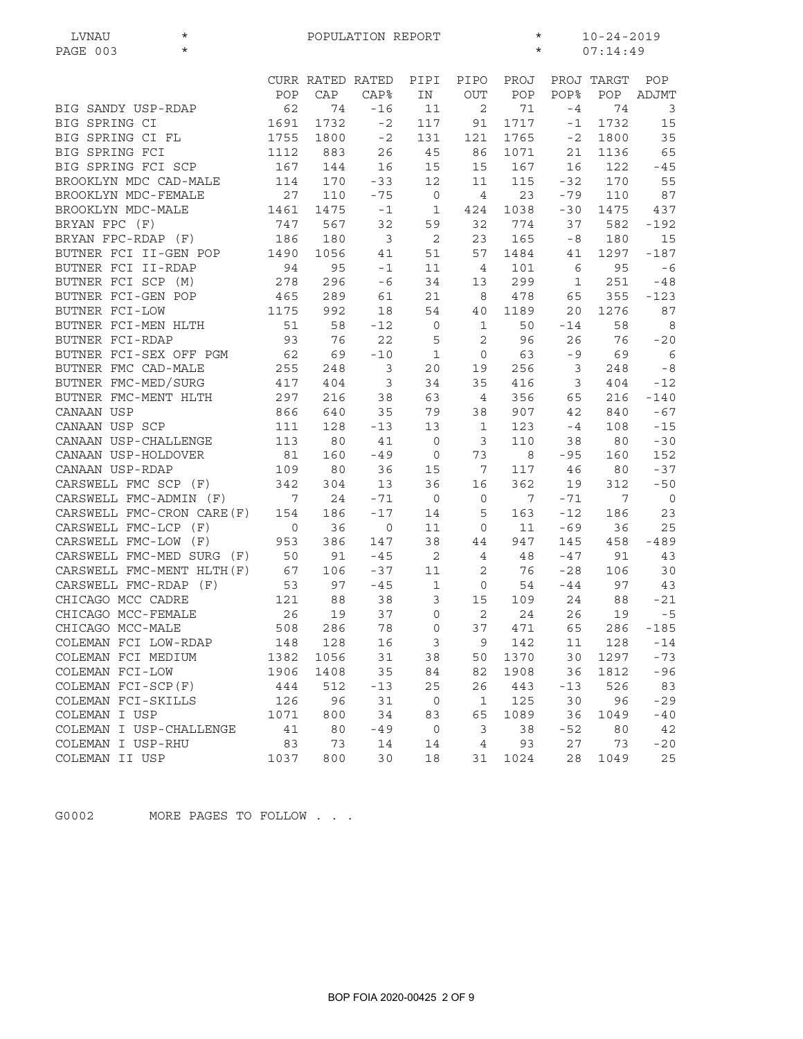LVNAU * POPULATION REPORT * 10-24-2019
PAGE 003 * * 07:14:49

| | CURR POP | RATED CAP | RATED CAP% | PIPI IN | PIPO OUT | PROJ POP | PROJ POP% | TARGT POP | POP ADJMT |
|---|---|---|---|---|---|---|---|---|---|
| BIG SANDY USP-RDAP | 62 | 74 | -16 | 11 | 2 | 71 | -4 | 74 | 3 |
| BIG SPRING CI | 1691 | 1732 | -2 | 117 | 91 | 1717 | -1 | 1732 | 15 |
| BIG SPRING CI FL | 1755 | 1800 | -2 | 131 | 121 | 1765 | -2 | 1800 | 35 |
| BIG SPRING FCI | 1112 | 883 | 26 | 45 | 86 | 1071 | 21 | 1136 | 65 |
| BIG SPRING FCI SCP | 167 | 144 | 16 | 15 | 15 | 167 | 16 | 122 | -45 |
| BROOKLYN MDC CAD-MALE | 114 | 170 | -33 | 12 | 11 | 115 | -32 | 170 | 55 |
| BROOKLYN MDC-FEMALE | 27 | 110 | -75 | 0 | 4 | 23 | -79 | 110 | 87 |
| BROOKLYN MDC-MALE | 1461 | 1475 | -1 | 1 | 424 | 1038 | -30 | 1475 | 437 |
| BRYAN FPC (F) | 747 | 567 | 32 | 59 | 32 | 774 | 37 | 582 | -192 |
| BRYAN FPC-RDAP (F) | 186 | 180 | 3 | 2 | 23 | 165 | -8 | 180 | 15 |
| BUTNER FCI II-GEN POP | 1490 | 1056 | 41 | 51 | 57 | 1484 | 41 | 1297 | -187 |
| BUTNER FCI II-RDAP | 94 | 95 | -1 | 11 | 4 | 101 | 6 | 95 | -6 |
| BUTNER FCI SCP (M) | 278 | 296 | -6 | 34 | 13 | 299 | 1 | 251 | -48 |
| BUTNER FCI-GEN POP | 465 | 289 | 61 | 21 | 8 | 478 | 65 | 355 | -123 |
| BUTNER FCI-LOW | 1175 | 992 | 18 | 54 | 40 | 1189 | 20 | 1276 | 87 |
| BUTNER FCI-MEN HLTH | 51 | 58 | -12 | 0 | 1 | 50 | -14 | 58 | 8 |
| BUTNER FCI-RDAP | 93 | 76 | 22 | 5 | 2 | 96 | 26 | 76 | -20 |
| BUTNER FCI-SEX OFF PGM | 62 | 69 | -10 | 1 | 0 | 63 | -9 | 69 | 6 |
| BUTNER FMC CAD-MALE | 255 | 248 | 3 | 20 | 19 | 256 | 3 | 248 | -8 |
| BUTNER FMC-MED/SURG | 417 | 404 | 3 | 34 | 35 | 416 | 3 | 404 | -12 |
| BUTNER FMC-MENT HLTH | 297 | 216 | 38 | 63 | 4 | 356 | 65 | 216 | -140 |
| CANAAN USP | 866 | 640 | 35 | 79 | 38 | 907 | 42 | 840 | -67 |
| CANAAN USP SCP | 111 | 128 | -13 | 13 | 1 | 123 | -4 | 108 | -15 |
| CANAAN USP-CHALLENGE | 113 | 80 | 41 | 0 | 3 | 110 | 38 | 80 | -30 |
| CANAAN USP-HOLDOVER | 81 | 160 | -49 | 0 | 73 | 8 | -95 | 160 | 152 |
| CANAAN USP-RDAP | 109 | 80 | 36 | 15 | 7 | 117 | 46 | 80 | -37 |
| CARSWELL FMC SCP (F) | 342 | 304 | 13 | 36 | 16 | 362 | 19 | 312 | -50 |
| CARSWELL FMC-ADMIN (F) | 7 | 24 | -71 | 0 | 0 | 7 | -71 | 7 | 0 |
| CARSWELL FMC-CRON CARE(F) | 154 | 186 | -17 | 14 | 5 | 163 | -12 | 186 | 23 |
| CARSWELL FMC-LCP (F) | 0 | 36 | 0 | 11 | 0 | 11 | -69 | 36 | 25 |
| CARSWELL FMC-LOW (F) | 953 | 386 | 147 | 38 | 44 | 947 | 145 | 458 | -489 |
| CARSWELL FMC-MED SURG (F) | 50 | 91 | -45 | 2 | 4 | 48 | -47 | 91 | 43 |
| CARSWELL FMC-MENT HLTH(F) | 67 | 106 | -37 | 11 | 2 | 76 | -28 | 106 | 30 |
| CARSWELL FMC-RDAP (F) | 53 | 97 | -45 | 1 | 0 | 54 | -44 | 97 | 43 |
| CHICAGO MCC CADRE | 121 | 88 | 38 | 3 | 15 | 109 | 24 | 88 | -21 |
| CHICAGO MCC-FEMALE | 26 | 19 | 37 | 0 | 2 | 24 | 26 | 19 | -5 |
| CHICAGO MCC-MALE | 508 | 286 | 78 | 0 | 37 | 471 | 65 | 286 | -185 |
| COLEMAN FCI LOW-RDAP | 148 | 128 | 16 | 3 | 9 | 142 | 11 | 128 | -14 |
| COLEMAN FCI MEDIUM | 1382 | 1056 | 31 | 38 | 50 | 1370 | 30 | 1297 | -73 |
| COLEMAN FCI-LOW | 1906 | 1408 | 35 | 84 | 82 | 1908 | 36 | 1812 | -96 |
| COLEMAN FCI-SCP(F) | 444 | 512 | -13 | 25 | 26 | 443 | -13 | 526 | 83 |
| COLEMAN FCI-SKILLS | 126 | 96 | 31 | 0 | 1 | 125 | 30 | 96 | -29 |
| COLEMAN I USP | 1071 | 800 | 34 | 83 | 65 | 1089 | 36 | 1049 | -40 |
| COLEMAN I USP-CHALLENGE | 41 | 80 | -49 | 0 | 3 | 38 | -52 | 80 | 42 |
| COLEMAN I USP-RHU | 83 | 73 | 14 | 14 | 4 | 93 | 27 | 73 | -20 |
| COLEMAN II USP | 1037 | 800 | 30 | 18 | 31 | 1024 | 28 | 1049 | 25 |

G0002 MORE PAGES TO FOLLOW . . .

BOP FOIA 2020-00425 2 OF 9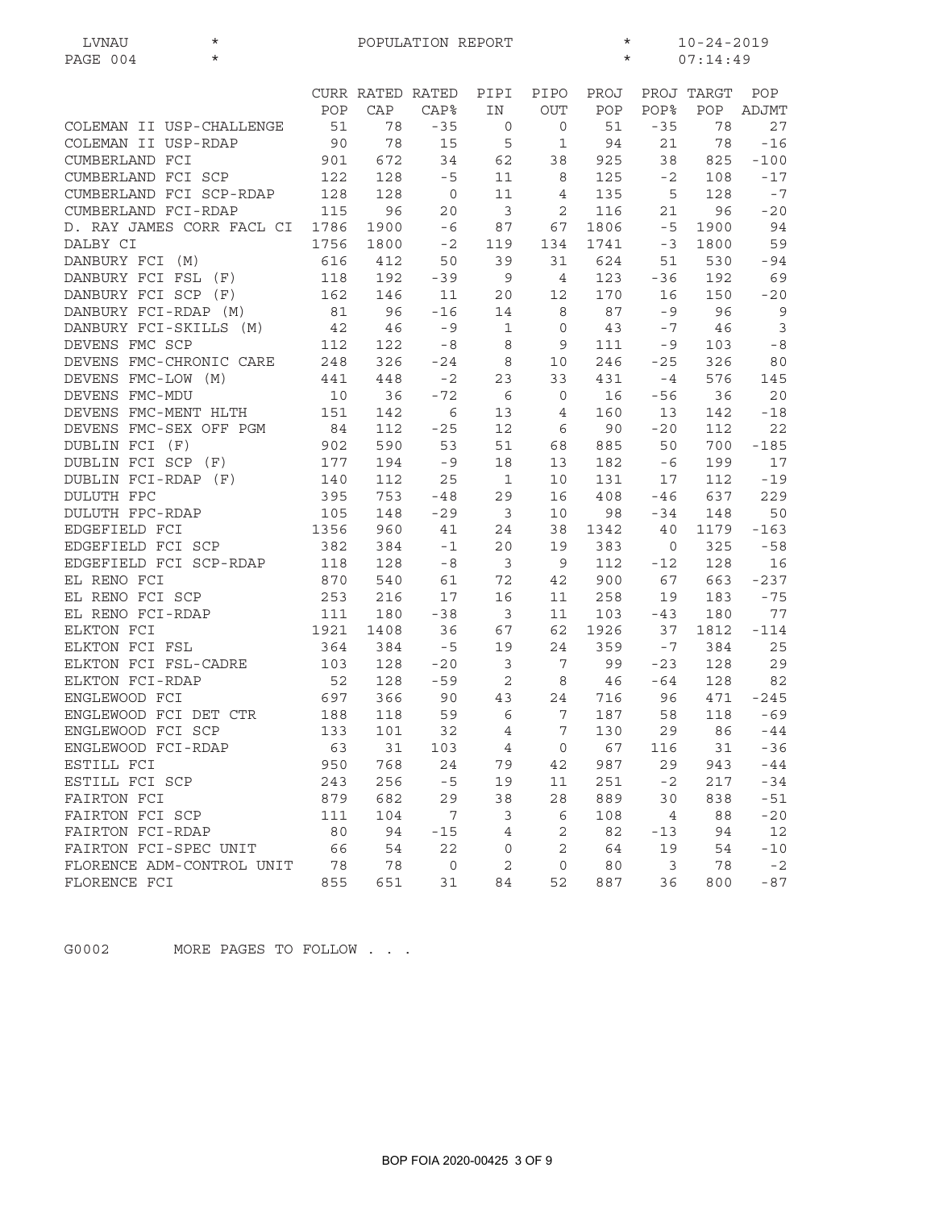LVNAU * POPULATION REPORT * 10-24-2019
PAGE 004 * * 07:14:49

| | CURR POP | RATED CAP | RATED CAP% | PIPI IN | PIPO OUT | PROJ POP | PROJ POP% | TARGT POP | POP ADJMT |
|---|---|---|---|---|---|---|---|---|---|
| COLEMAN II USP-CHALLENGE | 51 | 78 | -35 | 0 | 0 | 51 | -35 | 78 | 27 |
| COLEMAN II USP-RDAP | 90 | 78 | 15 | 5 | 1 | 94 | 21 | 78 | -16 |
| CUMBERLAND FCI | 901 | 672 | 34 | 62 | 38 | 925 | 38 | 825 | -100 |
| CUMBERLAND FCI SCP | 122 | 128 | -5 | 11 | 8 | 125 | -2 | 108 | -17 |
| CUMBERLAND FCI SCP-RDAP | 128 | 128 | 0 | 11 | 4 | 135 | 5 | 128 | -7 |
| CUMBERLAND FCI-RDAP | 115 | 96 | 20 | 3 | 2 | 116 | 21 | 96 | -20 |
| D. RAY JAMES CORR FACL CI | 1786 | 1900 | -6 | 87 | 67 | 1806 | -5 | 1900 | 94 |
| DALBY CI | 1756 | 1800 | -2 | 119 | 134 | 1741 | -3 | 1800 | 59 |
| DANBURY FCI (M) | 616 | 412 | 50 | 39 | 31 | 624 | 51 | 530 | -94 |
| DANBURY FCI FSL (F) | 118 | 192 | -39 | 9 | 4 | 123 | -36 | 192 | 69 |
| DANBURY FCI SCP (F) | 162 | 146 | 11 | 20 | 12 | 170 | 16 | 150 | -20 |
| DANBURY FCI-RDAP (M) | 81 | 96 | -16 | 14 | 8 | 87 | -9 | 96 | 9 |
| DANBURY FCI-SKILLS (M) | 42 | 46 | -9 | 1 | 0 | 43 | -7 | 46 | 3 |
| DEVENS FMC SCP | 112 | 122 | -8 | 8 | 9 | 111 | -9 | 103 | -8 |
| DEVENS FMC-CHRONIC CARE | 248 | 326 | -24 | 8 | 10 | 246 | -25 | 326 | 80 |
| DEVENS FMC-LOW (M) | 441 | 448 | -2 | 23 | 33 | 431 | -4 | 576 | 145 |
| DEVENS FMC-MDU | 10 | 36 | -72 | 6 | 0 | 16 | -56 | 36 | 20 |
| DEVENS FMC-MENT HLTH | 151 | 142 | 6 | 13 | 4 | 160 | 13 | 142 | -18 |
| DEVENS FMC-SEX OFF PGM | 84 | 112 | -25 | 12 | 6 | 90 | -20 | 112 | 22 |
| DUBLIN FCI (F) | 902 | 590 | 53 | 51 | 68 | 885 | 50 | 700 | -185 |
| DUBLIN FCI SCP (F) | 177 | 194 | -9 | 18 | 13 | 182 | -6 | 199 | 17 |
| DUBLIN FCI-RDAP (F) | 140 | 112 | 25 | 1 | 10 | 131 | 17 | 112 | -19 |
| DULUTH FPC | 395 | 753 | -48 | 29 | 16 | 408 | -46 | 637 | 229 |
| DULUTH FPC-RDAP | 105 | 148 | -29 | 3 | 10 | 98 | -34 | 148 | 50 |
| EDGEFIELD FCI | 1356 | 960 | 41 | 24 | 38 | 1342 | 40 | 1179 | -163 |
| EDGEFIELD FCI SCP | 382 | 384 | -1 | 20 | 19 | 383 | 0 | 325 | -58 |
| EDGEFIELD FCI SCP-RDAP | 118 | 128 | -8 | 3 | 9 | 112 | -12 | 128 | 16 |
| EL RENO FCI | 870 | 540 | 61 | 72 | 42 | 900 | 67 | 663 | -237 |
| EL RENO FCI SCP | 253 | 216 | 17 | 16 | 11 | 258 | 19 | 183 | -75 |
| EL RENO FCI-RDAP | 111 | 180 | -38 | 3 | 11 | 103 | -43 | 180 | 77 |
| ELKTON FCI | 1921 | 1408 | 36 | 67 | 62 | 1926 | 37 | 1812 | -114 |
| ELKTON FCI FSL | 364 | 384 | -5 | 19 | 24 | 359 | -7 | 384 | 25 |
| ELKTON FCI FSL-CADRE | 103 | 128 | -20 | 3 | 7 | 99 | -23 | 128 | 29 |
| ELKTON FCI-RDAP | 52 | 128 | -59 | 2 | 8 | 46 | -64 | 128 | 82 |
| ENGLEWOOD FCI | 697 | 366 | 90 | 43 | 24 | 716 | 96 | 471 | -245 |
| ENGLEWOOD FCI DET CTR | 188 | 118 | 59 | 6 | 7 | 187 | 58 | 118 | -69 |
| ENGLEWOOD FCI SCP | 133 | 101 | 32 | 4 | 7 | 130 | 29 | 86 | -44 |
| ENGLEWOOD FCI-RDAP | 63 | 31 | 103 | 4 | 0 | 67 | 116 | 31 | -36 |
| ESTILL FCI | 950 | 768 | 24 | 79 | 42 | 987 | 29 | 943 | -44 |
| ESTILL FCI SCP | 243 | 256 | -5 | 19 | 11 | 251 | -2 | 217 | -34 |
| FAIRTON FCI | 879 | 682 | 29 | 38 | 28 | 889 | 30 | 838 | -51 |
| FAIRTON FCI SCP | 111 | 104 | 7 | 3 | 6 | 108 | 4 | 88 | -20 |
| FAIRTON FCI-RDAP | 80 | 94 | -15 | 4 | 2 | 82 | -13 | 94 | 12 |
| FAIRTON FCI-SPEC UNIT | 66 | 54 | 22 | 0 | 2 | 64 | 19 | 54 | -10 |
| FLORENCE ADM-CONTROL UNIT | 78 | 78 | 0 | 2 | 0 | 80 | 3 | 78 | -2 |
| FLORENCE FCI | 855 | 651 | 31 | 84 | 52 | 887 | 36 | 800 | -87 |

G0002 MORE PAGES TO FOLLOW . . .

BOP FOIA 2020-00425 3 OF 9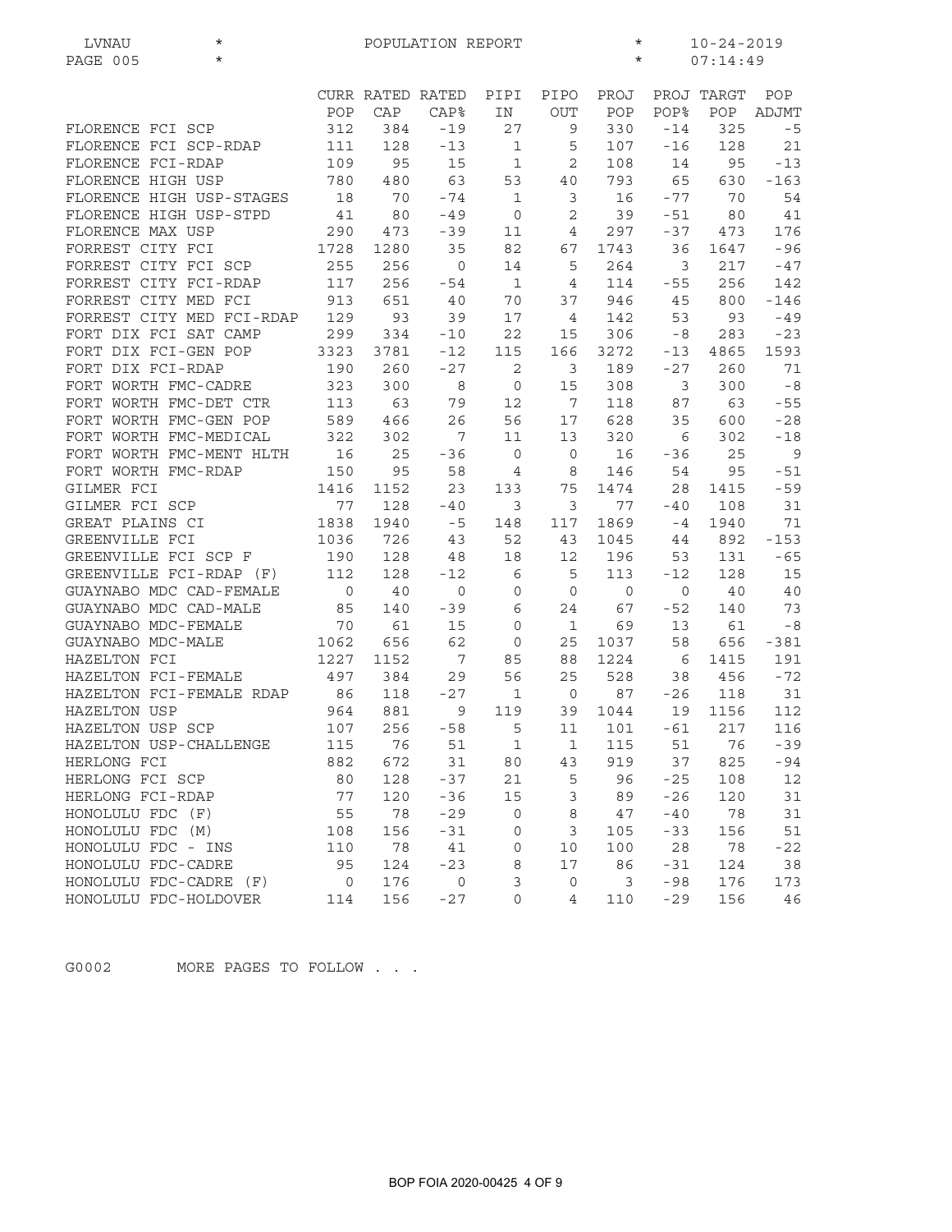| | CURR POP | RATED CAP | RATED CAP% | PIPI IN | PIPO OUT | PROJ POP | PROJ POP% | TARGT POP | POP ADJMT |
|---|---|---|---|---|---|---|---|---|---|
| FLORENCE FCI SCP | 312 | 384 | -19 | 27 | 9 | 330 | -14 | 325 | -5 |
| FLORENCE FCI SCP-RDAP | 111 | 128 | -13 | 1 | 5 | 107 | -16 | 128 | 21 |
| FLORENCE FCI-RDAP | 109 | 95 | 15 | 1 | 2 | 108 | 14 | 95 | -13 |
| FLORENCE HIGH USP | 780 | 480 | 63 | 53 | 40 | 793 | 65 | 630 | -163 |
| FLORENCE HIGH USP-STAGES | 18 | 70 | -74 | 1 | 3 | 16 | -77 | 70 | 54 |
| FLORENCE HIGH USP-STPD | 41 | 80 | -49 | 0 | 2 | 39 | -51 | 80 | 41 |
| FLORENCE MAX USP | 290 | 473 | -39 | 11 | 4 | 297 | -37 | 473 | 176 |
| FORREST CITY FCI | 1728 | 1280 | 35 | 82 | 67 | 1743 | 36 | 1647 | -96 |
| FORREST CITY FCI SCP | 255 | 256 | 0 | 14 | 5 | 264 | 3 | 217 | -47 |
| FORREST CITY FCI-RDAP | 117 | 256 | -54 | 1 | 4 | 114 | -55 | 256 | 142 |
| FORREST CITY MED FCI | 913 | 651 | 40 | 70 | 37 | 946 | 45 | 800 | -146 |
| FORREST CITY MED FCI-RDAP | 129 | 93 | 39 | 17 | 4 | 142 | 53 | 93 | -49 |
| FORT DIX FCI SAT CAMP | 299 | 334 | -10 | 22 | 15 | 306 | -8 | 283 | -23 |
| FORT DIX FCI-GEN POP | 3323 | 3781 | -12 | 115 | 166 | 3272 | -13 | 4865 | 1593 |
| FORT DIX FCI-RDAP | 190 | 260 | -27 | 2 | 3 | 189 | -27 | 260 | 71 |
| FORT WORTH FMC-CADRE | 323 | 300 | 8 | 0 | 15 | 308 | 3 | 300 | -8 |
| FORT WORTH FMC-DET CTR | 113 | 63 | 79 | 12 | 7 | 118 | 87 | 63 | -55 |
| FORT WORTH FMC-GEN POP | 589 | 466 | 26 | 56 | 17 | 628 | 35 | 600 | -28 |
| FORT WORTH FMC-MEDICAL | 322 | 302 | 7 | 11 | 13 | 320 | 6 | 302 | -18 |
| FORT WORTH FMC-MENT HLTH | 16 | 25 | -36 | 0 | 0 | 16 | -36 | 25 | 9 |
| FORT WORTH FMC-RDAP | 150 | 95 | 58 | 4 | 8 | 146 | 54 | 95 | -51 |
| GILMER FCI | 1416 | 1152 | 23 | 133 | 75 | 1474 | 28 | 1415 | -59 |
| GILMER FCI SCP | 77 | 128 | -40 | 3 | 3 | 77 | -40 | 108 | 31 |
| GREAT PLAINS CI | 1838 | 1940 | -5 | 148 | 117 | 1869 | -4 | 1940 | 71 |
| GREENVILLE FCI | 1036 | 726 | 43 | 52 | 43 | 1045 | 44 | 892 | -153 |
| GREENVILLE FCI SCP F | 190 | 128 | 48 | 18 | 12 | 196 | 53 | 131 | -65 |
| GREENVILLE FCI-RDAP (F) | 112 | 128 | -12 | 6 | 5 | 113 | -12 | 128 | 15 |
| GUAYNABO MDC CAD-FEMALE | 0 | 40 | 0 | 0 | 0 | 0 | 0 | 40 | 40 |
| GUAYNABO MDC CAD-MALE | 85 | 140 | -39 | 6 | 24 | 67 | -52 | 140 | 73 |
| GUAYNABO MDC-FEMALE | 70 | 61 | 15 | 0 | 1 | 69 | 13 | 61 | -8 |
| GUAYNABO MDC-MALE | 1062 | 656 | 62 | 0 | 25 | 1037 | 58 | 656 | -381 |
| HAZELTON FCI | 1227 | 1152 | 7 | 85 | 88 | 1224 | 6 | 1415 | 191 |
| HAZELTON FCI-FEMALE | 497 | 384 | 29 | 56 | 25 | 528 | 38 | 456 | -72 |
| HAZELTON FCI-FEMALE RDAP | 86 | 118 | -27 | 1 | 0 | 87 | -26 | 118 | 31 |
| HAZELTON USP | 964 | 881 | 9 | 119 | 39 | 1044 | 19 | 1156 | 112 |
| HAZELTON USP SCP | 107 | 256 | -58 | 5 | 11 | 101 | -61 | 217 | 116 |
| HAZELTON USP-CHALLENGE | 115 | 76 | 51 | 1 | 1 | 115 | 51 | 76 | -39 |
| HERLONG FCI | 882 | 672 | 31 | 80 | 43 | 919 | 37 | 825 | -94 |
| HERLONG FCI SCP | 80 | 128 | -37 | 21 | 5 | 96 | -25 | 108 | 12 |
| HERLONG FCI-RDAP | 77 | 120 | -36 | 15 | 3 | 89 | -26 | 120 | 31 |
| HONOLULU FDC (F) | 55 | 78 | -29 | 0 | 8 | 47 | -40 | 78 | 31 |
| HONOLULU FDC (M) | 108 | 156 | -31 | 0 | 3 | 105 | -33 | 156 | 51 |
| HONOLULU FDC - INS | 110 | 78 | 41 | 0 | 10 | 100 | 28 | 78 | -22 |
| HONOLULU FDC-CADRE | 95 | 124 | -23 | 8 | 17 | 86 | -31 | 124 | 38 |
| HONOLULU FDC-CADRE (F) | 0 | 176 | 0 | 3 | 0 | 3 | -98 | 176 | 173 |
| HONOLULU FDC-HOLDOVER | 114 | 156 | -27 | 0 | 4 | 110 | -29 | 156 | 46 |

G0002 MORE PAGES TO FOLLOW . . .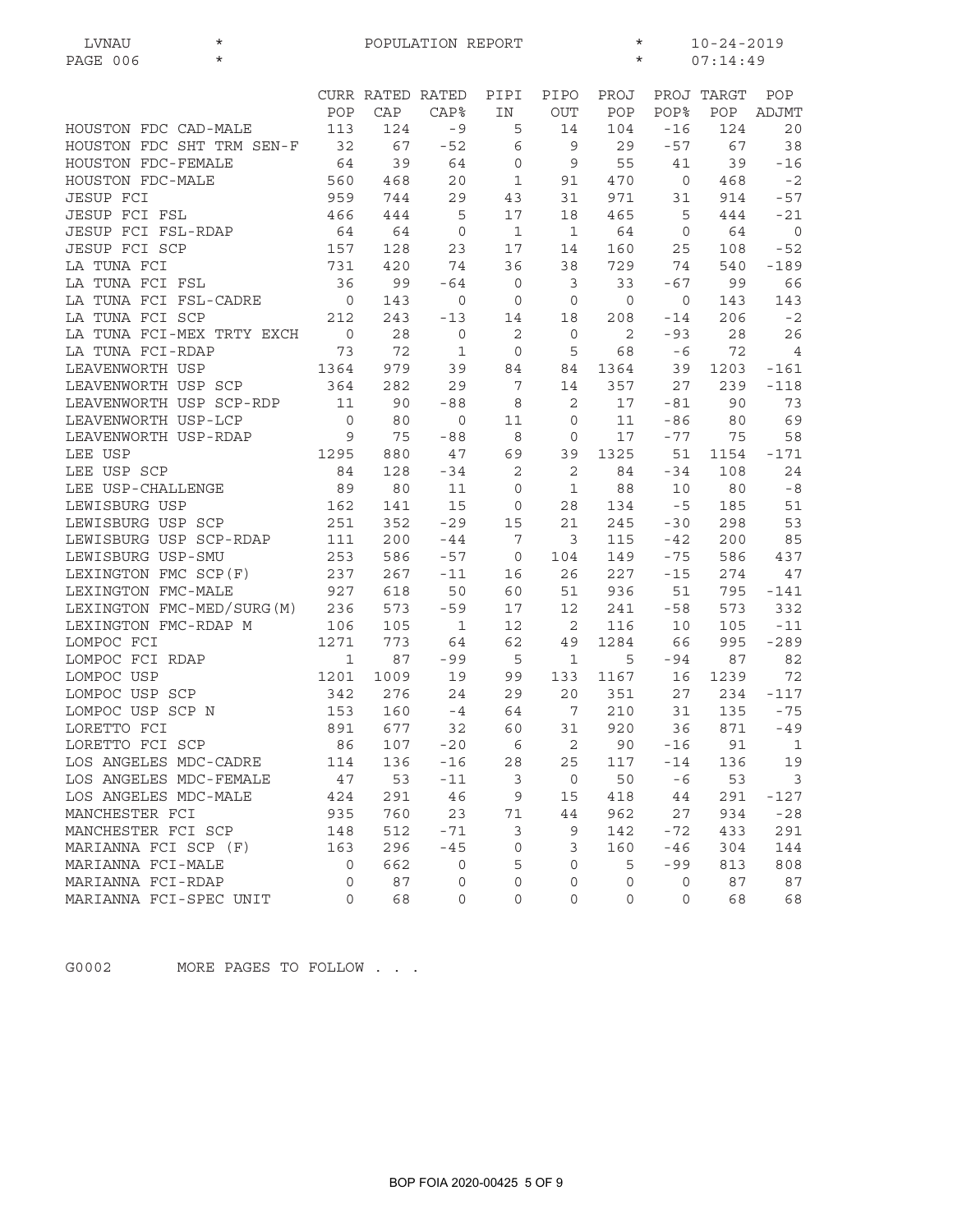LVNAU * POPULATION REPORT * 10-24-2019
PAGE 006 * * 07:14:49

| | CURR POP | RATED CAP | RATED CAP% | PIPI IN | PIPO OUT | PROJ POP | PROJ POP% | TARGT POP | POP ADJMT |
|---|---|---|---|---|---|---|---|---|---|
| HOUSTON FDC CAD-MALE | 113 | 124 | -9 | 5 | 14 | 104 | -16 | 124 | 20 |
| HOUSTON FDC SHT TRM SEN-F | 32 | 67 | -52 | 6 | 9 | 29 | -57 | 67 | 38 |
| HOUSTON FDC-FEMALE | 64 | 39 | 64 | 0 | 9 | 55 | 41 | 39 | -16 |
| HOUSTON FDC-MALE | 560 | 468 | 20 | 1 | 91 | 470 | 0 | 468 | -2 |
| JESUP FCI | 959 | 744 | 29 | 43 | 31 | 971 | 31 | 914 | -57 |
| JESUP FCI FSL | 466 | 444 | 5 | 17 | 18 | 465 | 5 | 444 | -21 |
| JESUP FCI FSL-RDAP | 64 | 64 | 0 | 1 | 1 | 64 | 0 | 64 | 0 |
| JESUP FCI SCP | 157 | 128 | 23 | 17 | 14 | 160 | 25 | 108 | -52 |
| LA TUNA FCI | 731 | 420 | 74 | 36 | 38 | 729 | 74 | 540 | -189 |
| LA TUNA FCI FSL | 36 | 99 | -64 | 0 | 3 | 33 | -67 | 99 | 66 |
| LA TUNA FCI FSL-CADRE | 0 | 143 | 0 | 0 | 0 | 0 | 0 | 143 | 143 |
| LA TUNA FCI SCP | 212 | 243 | -13 | 14 | 18 | 208 | -14 | 206 | -2 |
| LA TUNA FCI-MEX TRTY EXCH | 0 | 28 | 0 | 2 | 0 | 2 | -93 | 28 | 26 |
| LA TUNA FCI-RDAP | 73 | 72 | 1 | 0 | 5 | 68 | -6 | 72 | 4 |
| LEAVENWORTH USP | 1364 | 979 | 39 | 84 | 84 | 1364 | 39 | 1203 | -161 |
| LEAVENWORTH USP SCP | 364 | 282 | 29 | 7 | 14 | 357 | 27 | 239 | -118 |
| LEAVENWORTH USP SCP-RDP | 11 | 90 | -88 | 8 | 2 | 17 | -81 | 90 | 73 |
| LEAVENWORTH USP-LCP | 0 | 80 | 0 | 11 | 0 | 11 | -86 | 80 | 69 |
| LEAVENWORTH USP-RDAP | 9 | 75 | -88 | 8 | 0 | 17 | -77 | 75 | 58 |
| LEE USP | 1295 | 880 | 47 | 69 | 39 | 1325 | 51 | 1154 | -171 |
| LEE USP SCP | 84 | 128 | -34 | 2 | 2 | 84 | -34 | 108 | 24 |
| LEE USP-CHALLENGE | 89 | 80 | 11 | 0 | 1 | 88 | 10 | 80 | -8 |
| LEWISBURG USP | 162 | 141 | 15 | 0 | 28 | 134 | -5 | 185 | 51 |
| LEWISBURG USP SCP | 251 | 352 | -29 | 15 | 21 | 245 | -30 | 298 | 53 |
| LEWISBURG USP SCP-RDAP | 111 | 200 | -44 | 7 | 3 | 115 | -42 | 200 | 85 |
| LEWISBURG USP-SMU | 253 | 586 | -57 | 0 | 104 | 149 | -75 | 586 | 437 |
| LEXINGTON FMC SCP(F) | 237 | 267 | -11 | 16 | 26 | 227 | -15 | 274 | 47 |
| LEXINGTON FMC-MALE | 927 | 618 | 50 | 60 | 51 | 936 | 51 | 795 | -141 |
| LEXINGTON FMC-MED/SURG(M) | 236 | 573 | -59 | 17 | 12 | 241 | -58 | 573 | 332 |
| LEXINGTON FMC-RDAP M | 106 | 105 | 1 | 12 | 2 | 116 | 10 | 105 | -11 |
| LOMPOC FCI | 1271 | 773 | 64 | 62 | 49 | 1284 | 66 | 995 | -289 |
| LOMPOC FCI RDAP | 1 | 87 | -99 | 5 | 1 | 5 | -94 | 87 | 82 |
| LOMPOC USP | 1201 | 1009 | 19 | 99 | 133 | 1167 | 16 | 1239 | 72 |
| LOMPOC USP SCP | 342 | 276 | 24 | 29 | 20 | 351 | 27 | 234 | -117 |
| LOMPOC USP SCP N | 153 | 160 | -4 | 64 | 7 | 210 | 31 | 135 | -75 |
| LORETTO FCI | 891 | 677 | 32 | 60 | 31 | 920 | 36 | 871 | -49 |
| LORETTO FCI SCP | 86 | 107 | -20 | 6 | 2 | 90 | -16 | 91 | 1 |
| LOS ANGELES MDC-CADRE | 114 | 136 | -16 | 28 | 25 | 117 | -14 | 136 | 19 |
| LOS ANGELES MDC-FEMALE | 47 | 53 | -11 | 3 | 0 | 50 | -6 | 53 | 3 |
| LOS ANGELES MDC-MALE | 424 | 291 | 46 | 9 | 15 | 418 | 44 | 291 | -127 |
| MANCHESTER FCI | 935 | 760 | 23 | 71 | 44 | 962 | 27 | 934 | -28 |
| MANCHESTER FCI SCP | 148 | 512 | -71 | 3 | 9 | 142 | -72 | 433 | 291 |
| MARIANNA FCI SCP (F) | 163 | 296 | -45 | 0 | 3 | 160 | -46 | 304 | 144 |
| MARIANNA FCI-MALE | 0 | 662 | 0 | 5 | 0 | 5 | -99 | 813 | 808 |
| MARIANNA FCI-RDAP | 0 | 87 | 0 | 0 | 0 | 0 | 0 | 87 | 87 |
| MARIANNA FCI-SPEC UNIT | 0 | 68 | 0 | 0 | 0 | 0 | 0 | 68 | 68 |

G0002 MORE PAGES TO FOLLOW . . .

BOP FOIA 2020-00425 5 OF 9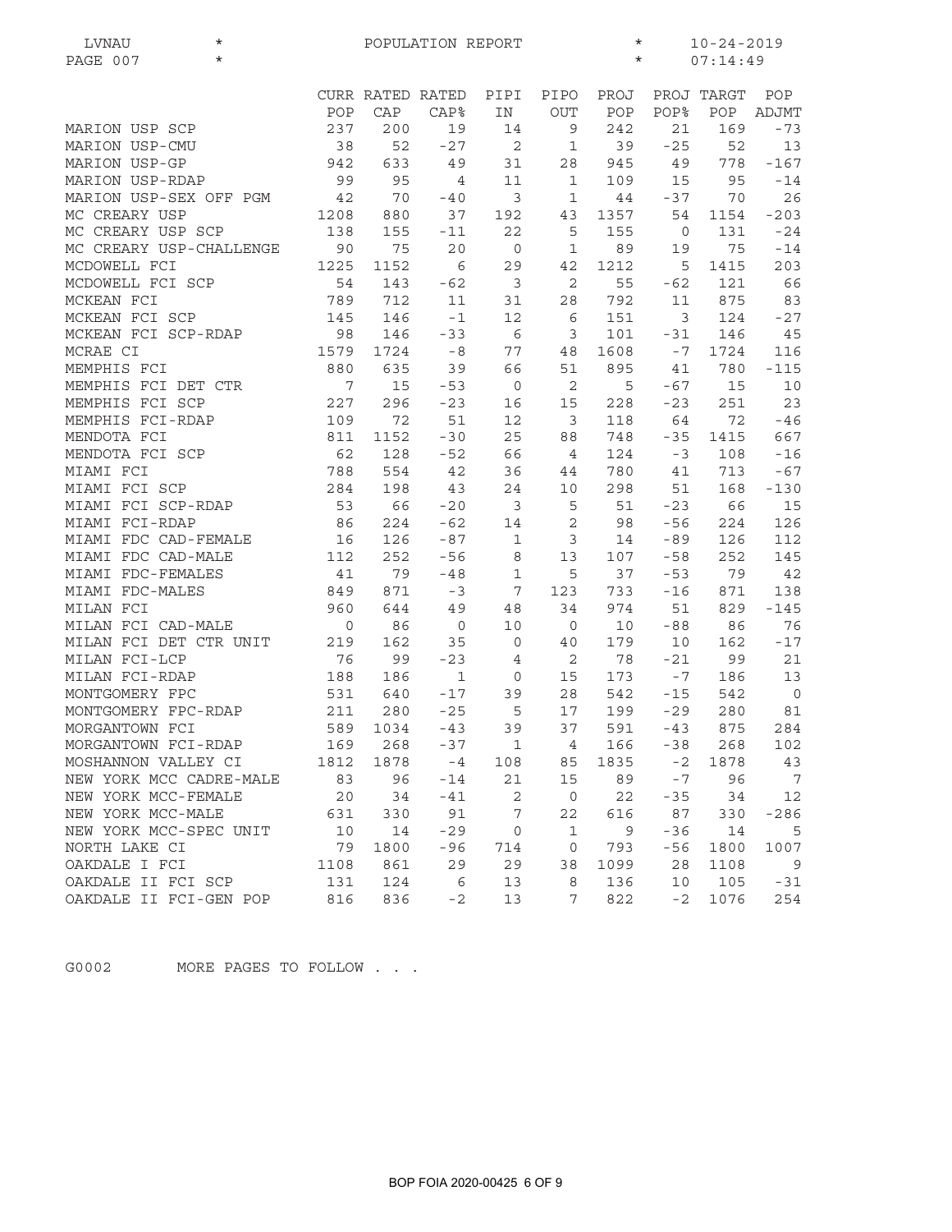LVNAU * POPULATION REPORT * 10-24-2019

PAGE 007 * * 07:14:49

| | CURR POP | RATED CAP | RATED CAP% | PIPI IN | PIPO OUT | PROJ POP | PROJ POP% | TARGT POP | POP ADJMT |
|---|---|---|---|---|---|---|---|---|---|
| MARION USP SCP | 237 | 200 | 19 | 14 | 9 | 242 | 21 | 169 | -73 |
| MARION USP-CMU | 38 | 52 | -27 | 2 | 1 | 39 | -25 | 52 | 13 |
| MARION USP-GP | 942 | 633 | 49 | 31 | 28 | 945 | 49 | 778 | -167 |
| MARION USP-RDAP | 99 | 95 | 4 | 11 | 1 | 109 | 15 | 95 | -14 |
| MARION USP-SEX OFF PGM | 42 | 70 | -40 | 3 | 1 | 44 | -37 | 70 | 26 |
| MC CREARY USP | 1208 | 880 | 37 | 192 | 43 | 1357 | 54 | 1154 | -203 |
| MC CREARY USP SCP | 138 | 155 | -11 | 22 | 5 | 155 | 0 | 131 | -24 |
| MC CREARY USP-CHALLENGE | 90 | 75 | 20 | 0 | 1 | 89 | 19 | 75 | -14 |
| MCDOWELL FCI | 1225 | 1152 | 6 | 29 | 42 | 1212 | 5 | 1415 | 203 |
| MCDOWELL FCI SCP | 54 | 143 | -62 | 3 | 2 | 55 | -62 | 121 | 66 |
| MCKEAN FCI | 789 | 712 | 11 | 31 | 28 | 792 | 11 | 875 | 83 |
| MCKEAN FCI SCP | 145 | 146 | -1 | 12 | 6 | 151 | 3 | 124 | -27 |
| MCKEAN FCI SCP-RDAP | 98 | 146 | -33 | 6 | 3 | 101 | -31 | 146 | 45 |
| MCRAE CI | 1579 | 1724 | -8 | 77 | 48 | 1608 | -7 | 1724 | 116 |
| MEMPHIS FCI | 880 | 635 | 39 | 66 | 51 | 895 | 41 | 780 | -115 |
| MEMPHIS FCI DET CTR | 7 | 15 | -53 | 0 | 2 | 5 | -67 | 15 | 10 |
| MEMPHIS FCI SCP | 227 | 296 | -23 | 16 | 15 | 228 | -23 | 251 | 23 |
| MEMPHIS FCI-RDAP | 109 | 72 | 51 | 12 | 3 | 118 | 64 | 72 | -46 |
| MENDOTA FCI | 811 | 1152 | -30 | 25 | 88 | 748 | -35 | 1415 | 667 |
| MENDOTA FCI SCP | 62 | 128 | -52 | 66 | 4 | 124 | -3 | 108 | -16 |
| MIAMI FCI | 788 | 554 | 42 | 36 | 44 | 780 | 41 | 713 | -67 |
| MIAMI FCI SCP | 284 | 198 | 43 | 24 | 10 | 298 | 51 | 168 | -130 |
| MIAMI FCI SCP-RDAP | 53 | 66 | -20 | 3 | 5 | 51 | -23 | 66 | 15 |
| MIAMI FCI-RDAP | 86 | 224 | -62 | 14 | 2 | 98 | -56 | 224 | 126 |
| MIAMI FDC CAD-FEMALE | 16 | 126 | -87 | 1 | 3 | 14 | -89 | 126 | 112 |
| MIAMI FDC CAD-MALE | 112 | 252 | -56 | 8 | 13 | 107 | -58 | 252 | 145 |
| MIAMI FDC-FEMALES | 41 | 79 | -48 | 1 | 5 | 37 | -53 | 79 | 42 |
| MIAMI FDC-MALES | 849 | 871 | -3 | 7 | 123 | 733 | -16 | 871 | 138 |
| MILAN FCI | 960 | 644 | 49 | 48 | 34 | 974 | 51 | 829 | -145 |
| MILAN FCI CAD-MALE | 0 | 86 | 0 | 10 | 0 | 10 | -88 | 86 | 76 |
| MILAN FCI DET CTR UNIT | 219 | 162 | 35 | 0 | 40 | 179 | 10 | 162 | -17 |
| MILAN FCI-LCP | 76 | 99 | -23 | 4 | 2 | 78 | -21 | 99 | 21 |
| MILAN FCI-RDAP | 188 | 186 | 1 | 0 | 15 | 173 | -7 | 186 | 13 |
| MONTGOMERY FPC | 531 | 640 | -17 | 39 | 28 | 542 | -15 | 542 | 0 |
| MONTGOMERY FPC-RDAP | 211 | 280 | -25 | 5 | 17 | 199 | -29 | 280 | 81 |
| MORGANTOWN FCI | 589 | 1034 | -43 | 39 | 37 | 591 | -43 | 875 | 284 |
| MORGANTOWN FCI-RDAP | 169 | 268 | -37 | 1 | 4 | 166 | -38 | 268 | 102 |
| MOSHANNON VALLEY CI | 1812 | 1878 | -4 | 108 | 85 | 1835 | -2 | 1878 | 43 |
| NEW YORK MCC CADRE-MALE | 83 | 96 | -14 | 21 | 15 | 89 | -7 | 96 | 7 |
| NEW YORK MCC-FEMALE | 20 | 34 | -41 | 2 | 0 | 22 | -35 | 34 | 12 |
| NEW YORK MCC-MALE | 631 | 330 | 91 | 7 | 22 | 616 | 87 | 330 | -286 |
| NEW YORK MCC-SPEC UNIT | 10 | 14 | -29 | 0 | 1 | 9 | -36 | 14 | 5 |
| NORTH LAKE CI | 79 | 1800 | -96 | 714 | 0 | 793 | -56 | 1800 | 1007 |
| OAKDALE I FCI | 1108 | 861 | 29 | 29 | 38 | 1099 | 28 | 1108 | 9 |
| OAKDALE II FCI SCP | 131 | 124 | 6 | 13 | 8 | 136 | 10 | 105 | -31 |
| OAKDALE II FCI-GEN POP | 816 | 836 | -2 | 13 | 7 | 822 | -2 | 1076 | 254 |

G0002 MORE PAGES TO FOLLOW . . .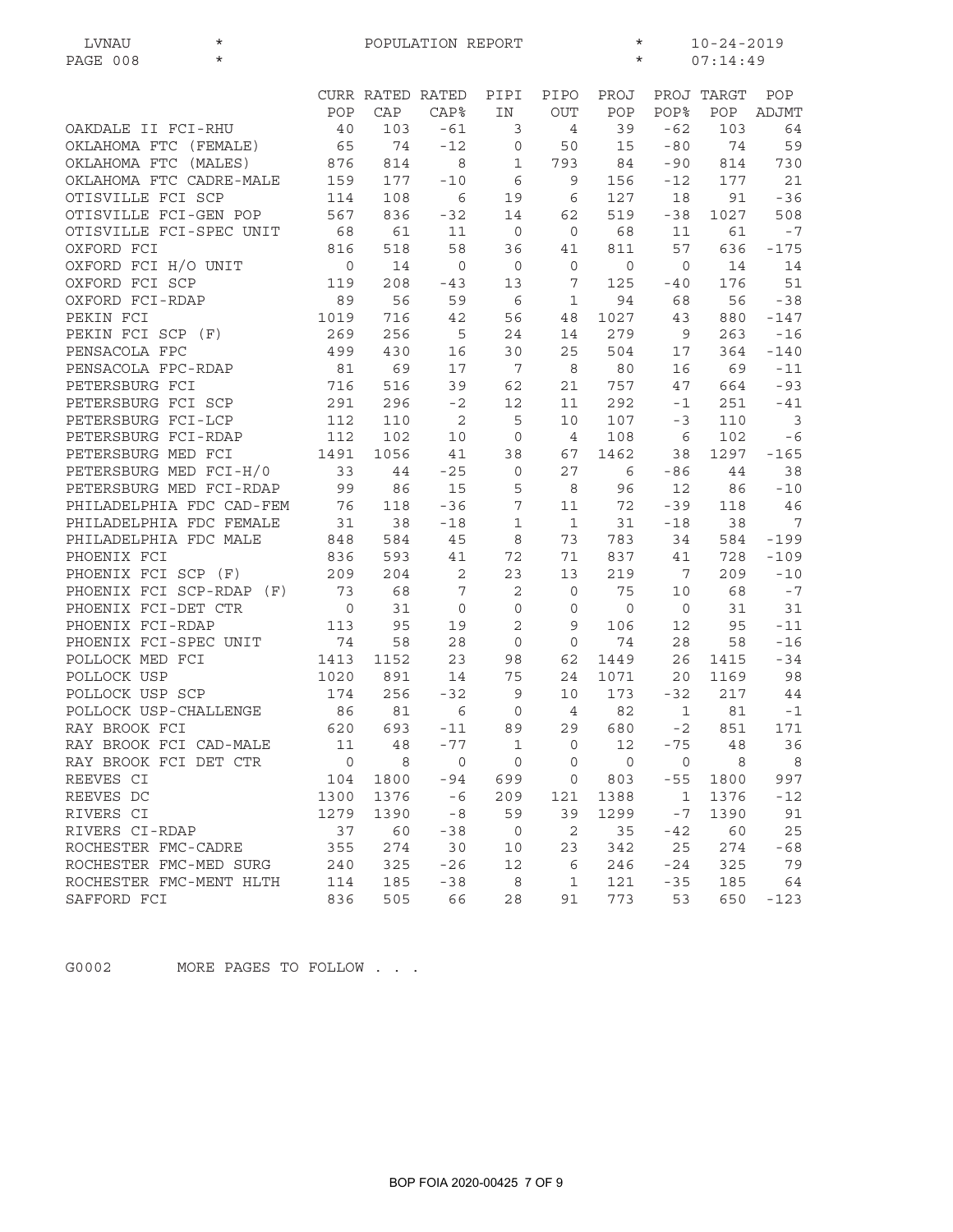| LVNAU | * | POPULATION REPORT | * | 10-24-2019 |
|---|---|---|---|---|
| PAGE 008 | * | | * | 07:14:49 |

| | CURR POP | RATED CAP | RATED CAP% | PIPI IN | PIPO OUT | PROJ POP | PROJ POP% | TARGT POP | POP ADJMT |
|---|---|---|---|---|---|---|---|---|---|
| OAKDALE II FCI-RHU | 40 | 103 | -61 | 3 | 4 | 39 | -62 | 103 | 64 |
| OKLAHOMA FTC (FEMALE) | 65 | 74 | -12 | 0 | 50 | 15 | -80 | 74 | 59 |
| OKLAHOMA FTC (MALES) | 876 | 814 | 8 | 1 | 793 | 84 | -90 | 814 | 730 |
| OKLAHOMA FTC CADRE-MALE | 159 | 177 | -10 | 6 | 9 | 156 | -12 | 177 | 21 |
| OTISVILLE FCI SCP | 114 | 108 | 6 | 19 | 6 | 127 | 18 | 91 | -36 |
| OTISVILLE FCI-GEN POP | 567 | 836 | -32 | 14 | 62 | 519 | -38 | 1027 | 508 |
| OTISVILLE FCI-SPEC UNIT | 68 | 61 | 11 | 0 | 0 | 68 | 11 | 61 | -7 |
| OXFORD FCI | 816 | 518 | 58 | 36 | 41 | 811 | 57 | 636 | -175 |
| OXFORD FCI H/O UNIT | 0 | 14 | 0 | 0 | 0 | 0 | 0 | 14 | 14 |
| OXFORD FCI SCP | 119 | 208 | -43 | 13 | 7 | 125 | -40 | 176 | 51 |
| OXFORD FCI-RDAP | 89 | 56 | 59 | 6 | 1 | 94 | 68 | 56 | -38 |
| PEKIN FCI | 1019 | 716 | 42 | 56 | 48 | 1027 | 43 | 880 | -147 |
| PEKIN FCI SCP (F) | 269 | 256 | 5 | 24 | 14 | 279 | 9 | 263 | -16 |
| PENSACOLA FPC | 499 | 430 | 16 | 30 | 25 | 504 | 17 | 364 | -140 |
| PENSACOLA FPC-RDAP | 81 | 69 | 17 | 7 | 8 | 80 | 16 | 69 | -11 |
| PETERSBURG FCI | 716 | 516 | 39 | 62 | 21 | 757 | 47 | 664 | -93 |
| PETERSBURG FCI SCP | 291 | 296 | -2 | 12 | 11 | 292 | -1 | 251 | -41 |
| PETERSBURG FCI-LCP | 112 | 110 | 2 | 5 | 10 | 107 | -3 | 110 | 3 |
| PETERSBURG FCI-RDAP | 112 | 102 | 10 | 0 | 4 | 108 | 6 | 102 | -6 |
| PETERSBURG MED FCI | 1491 | 1056 | 41 | 38 | 67 | 1462 | 38 | 1297 | -165 |
| PETERSBURG MED FCI-H/0 | 33 | 44 | -25 | 0 | 27 | 6 | -86 | 44 | 38 |
| PETERSBURG MED FCI-RDAP | 99 | 86 | 15 | 5 | 8 | 96 | 12 | 86 | -10 |
| PHILADELPHIA FDC CAD-FEM | 76 | 118 | -36 | 7 | 11 | 72 | -39 | 118 | 46 |
| PHILADELPHIA FDC FEMALE | 31 | 38 | -18 | 1 | 1 | 31 | -18 | 38 | 7 |
| PHILADELPHIA FDC MALE | 848 | 584 | 45 | 8 | 73 | 783 | 34 | 584 | -199 |
| PHOENIX FCI | 836 | 593 | 41 | 72 | 71 | 837 | 41 | 728 | -109 |
| PHOENIX FCI SCP (F) | 209 | 204 | 2 | 23 | 13 | 219 | 7 | 209 | -10 |
| PHOENIX FCI SCP-RDAP (F) | 73 | 68 | 7 | 2 | 0 | 75 | 10 | 68 | -7 |
| PHOENIX FCI-DET CTR | 0 | 31 | 0 | 0 | 0 | 0 | 0 | 31 | 31 |
| PHOENIX FCI-RDAP | 113 | 95 | 19 | 2 | 9 | 106 | 12 | 95 | -11 |
| PHOENIX FCI-SPEC UNIT | 74 | 58 | 28 | 0 | 0 | 74 | 28 | 58 | -16 |
| POLLOCK MED FCI | 1413 | 1152 | 23 | 98 | 62 | 1449 | 26 | 1415 | -34 |
| POLLOCK USP | 1020 | 891 | 14 | 75 | 24 | 1071 | 20 | 1169 | 98 |
| POLLOCK USP SCP | 174 | 256 | -32 | 9 | 10 | 173 | -32 | 217 | 44 |
| POLLOCK USP-CHALLENGE | 86 | 81 | 6 | 0 | 4 | 82 | 1 | 81 | -1 |
| RAY BROOK FCI | 620 | 693 | -11 | 89 | 29 | 680 | -2 | 851 | 171 |
| RAY BROOK FCI CAD-MALE | 11 | 48 | -77 | 1 | 0 | 12 | -75 | 48 | 36 |
| RAY BROOK FCI DET CTR | 0 | 8 | 0 | 0 | 0 | 0 | 0 | 8 | 8 |
| REEVES CI | 104 | 1800 | -94 | 699 | 0 | 803 | -55 | 1800 | 997 |
| REEVES DC | 1300 | 1376 | -6 | 209 | 121 | 1388 | 1 | 1376 | -12 |
| RIVERS CI | 1279 | 1390 | -8 | 59 | 39 | 1299 | -7 | 1390 | 91 |
| RIVERS CI-RDAP | 37 | 60 | -38 | 0 | 2 | 35 | -42 | 60 | 25 |
| ROCHESTER FMC-CADRE | 355 | 274 | 30 | 10 | 23 | 342 | 25 | 274 | -68 |
| ROCHESTER FMC-MED SURG | 240 | 325 | -26 | 12 | 6 | 246 | -24 | 325 | 79 |
| ROCHESTER FMC-MENT HLTH | 114 | 185 | -38 | 8 | 1 | 121 | -35 | 185 | 64 |
| SAFFORD FCI | 836 | 505 | 66 | 28 | 91 | 773 | 53 | 650 | -123 |

G0002 MORE PAGES TO FOLLOW . . .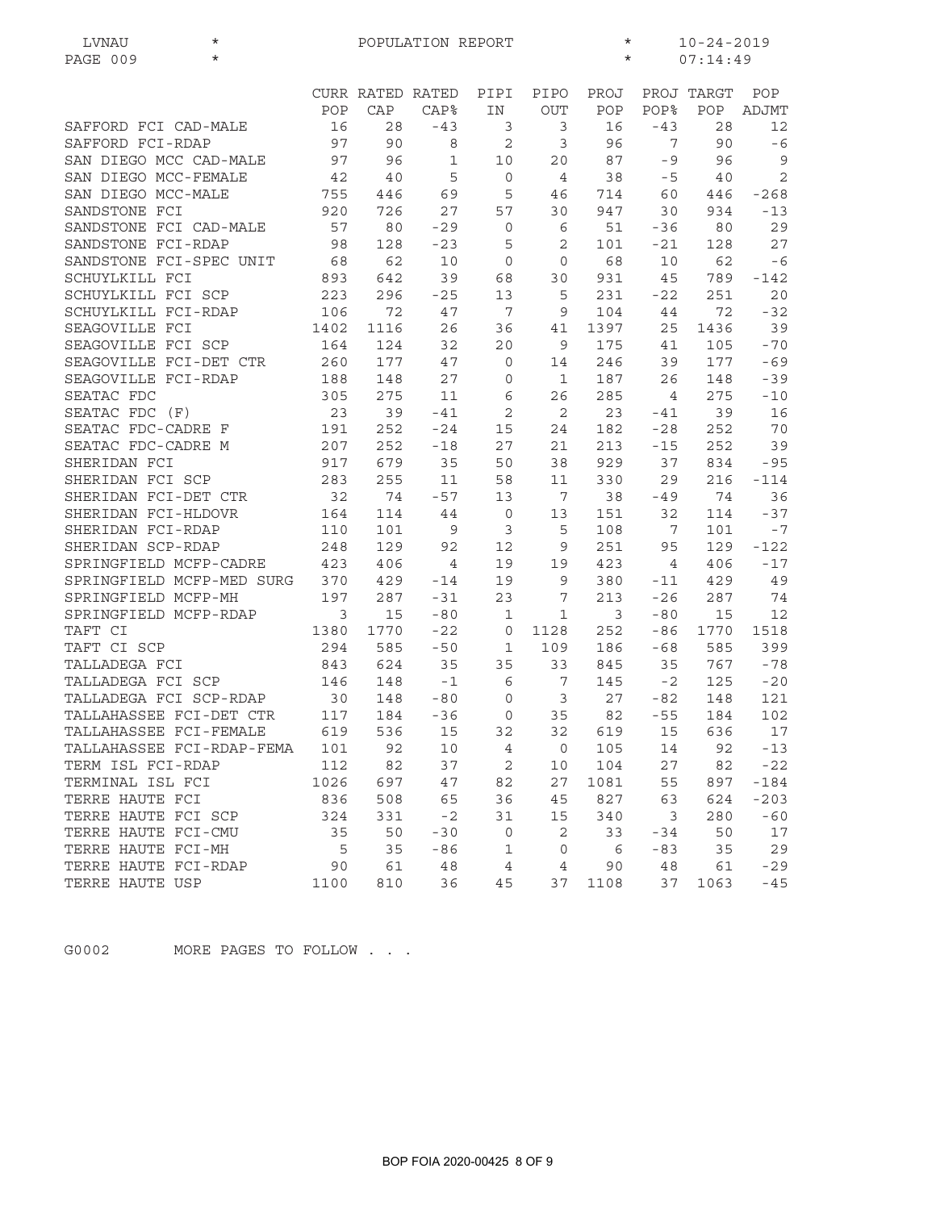LVNAU * POPULATION REPORT * 10-24-2019
PAGE 009 * * 07:14:49

| | CURR POP | RATED CAP | RATED CAP% | PIPI IN | PIPO OUT | PROJ POP | PROJ POP% | TARGT POP | POP ADJMT |
|---|---|---|---|---|---|---|---|---|---|
| SAFFORD FCI CAD-MALE | 16 | 28 | -43 | 3 | 3 | 16 | -43 | 28 | 12 |
| SAFFORD FCI-RDAP | 97 | 90 | 8 | 2 | 3 | 96 | 7 | 90 | -6 |
| SAN DIEGO MCC CAD-MALE | 97 | 96 | 1 | 10 | 20 | 87 | -9 | 96 | 9 |
| SAN DIEGO MCC-FEMALE | 42 | 40 | 5 | 0 | 4 | 38 | -5 | 40 | 2 |
| SAN DIEGO MCC-MALE | 755 | 446 | 69 | 5 | 46 | 714 | 60 | 446 | -268 |
| SANDSTONE FCI | 920 | 726 | 27 | 57 | 30 | 947 | 30 | 934 | -13 |
| SANDSTONE FCI CAD-MALE | 57 | 80 | -29 | 0 | 6 | 51 | -36 | 80 | 29 |
| SANDSTONE FCI-RDAP | 98 | 128 | -23 | 5 | 2 | 101 | -21 | 128 | 27 |
| SANDSTONE FCI-SPEC UNIT | 68 | 62 | 10 | 0 | 0 | 68 | 10 | 62 | -6 |
| SCHUYLKILL FCI | 893 | 642 | 39 | 68 | 30 | 931 | 45 | 789 | -142 |
| SCHUYLKILL FCI SCP | 223 | 296 | -25 | 13 | 5 | 231 | -22 | 251 | 20 |
| SCHUYLKILL FCI-RDAP | 106 | 72 | 47 | 7 | 9 | 104 | 44 | 72 | -32 |
| SEAGOVILLE FCI | 1402 | 1116 | 26 | 36 | 41 | 1397 | 25 | 1436 | 39 |
| SEAGOVILLE FCI SCP | 164 | 124 | 32 | 20 | 9 | 175 | 41 | 105 | -70 |
| SEAGOVILLE FCI-DET CTR | 260 | 177 | 47 | 0 | 14 | 246 | 39 | 177 | -69 |
| SEAGOVILLE FCI-RDAP | 188 | 148 | 27 | 0 | 1 | 187 | 26 | 148 | -39 |
| SEATAC FDC | 305 | 275 | 11 | 6 | 26 | 285 | 4 | 275 | -10 |
| SEATAC FDC (F) | 23 | 39 | -41 | 2 | 2 | 23 | -41 | 39 | 16 |
| SEATAC FDC-CADRE F | 191 | 252 | -24 | 15 | 24 | 182 | -28 | 252 | 70 |
| SEATAC FDC-CADRE M | 207 | 252 | -18 | 27 | 21 | 213 | -15 | 252 | 39 |
| SHERIDAN FCI | 917 | 679 | 35 | 50 | 38 | 929 | 37 | 834 | -95 |
| SHERIDAN FCI SCP | 283 | 255 | 11 | 58 | 11 | 330 | 29 | 216 | -114 |
| SHERIDAN FCI-DET CTR | 32 | 74 | -57 | 13 | 7 | 38 | -49 | 74 | 36 |
| SHERIDAN FCI-HLDOVR | 164 | 114 | 44 | 0 | 13 | 151 | 32 | 114 | -37 |
| SHERIDAN FCI-RDAP | 110 | 101 | 9 | 3 | 5 | 108 | 7 | 101 | -7 |
| SHERIDAN SCP-RDAP | 248 | 129 | 92 | 12 | 9 | 251 | 95 | 129 | -122 |
| SPRINGFIELD MCFP-CADRE | 423 | 406 | 4 | 19 | 19 | 423 | 4 | 406 | -17 |
| SPRINGFIELD MCFP-MED SURG | 370 | 429 | -14 | 19 | 9 | 380 | -11 | 429 | 49 |
| SPRINGFIELD MCFP-MH | 197 | 287 | -31 | 23 | 7 | 213 | -26 | 287 | 74 |
| SPRINGFIELD MCFP-RDAP | 3 | 15 | -80 | 1 | 1 | 3 | -80 | 15 | 12 |
| TAFT CI | 1380 | 1770 | -22 | 0 | 1128 | 252 | -86 | 1770 | 1518 |
| TAFT CI SCP | 294 | 585 | -50 | 1 | 109 | 186 | -68 | 585 | 399 |
| TALLADEGA FCI | 843 | 624 | 35 | 35 | 33 | 845 | 35 | 767 | -78 |
| TALLADEGA FCI SCP | 146 | 148 | -1 | 6 | 7 | 145 | -2 | 125 | -20 |
| TALLADEGA FCI SCP-RDAP | 30 | 148 | -80 | 0 | 3 | 27 | -82 | 148 | 121 |
| TALLAHASSEE FCI-DET CTR | 117 | 184 | -36 | 0 | 35 | 82 | -55 | 184 | 102 |
| TALLAHASSEE FCI-FEMALE | 619 | 536 | 15 | 32 | 32 | 619 | 15 | 636 | 17 |
| TALLAHASSEE FCI-RDAP-FEMA | 101 | 92 | 10 | 4 | 0 | 105 | 14 | 92 | -13 |
| TERM ISL FCI-RDAP | 112 | 82 | 37 | 2 | 10 | 104 | 27 | 82 | -22 |
| TERMINAL ISL FCI | 1026 | 697 | 47 | 82 | 27 | 1081 | 55 | 897 | -184 |
| TERRE HAUTE FCI | 836 | 508 | 65 | 36 | 45 | 827 | 63 | 624 | -203 |
| TERRE HAUTE FCI SCP | 324 | 331 | -2 | 31 | 15 | 340 | 3 | 280 | -60 |
| TERRE HAUTE FCI-CMU | 35 | 50 | -30 | 0 | 2 | 33 | -34 | 50 | 17 |
| TERRE HAUTE FCI-MH | 5 | 35 | -86 | 1 | 0 | 6 | -83 | 35 | 29 |
| TERRE HAUTE FCI-RDAP | 90 | 61 | 48 | 4 | 4 | 90 | 48 | 61 | -29 |
| TERRE HAUTE USP | 1100 | 810 | 36 | 45 | 37 | 1108 | 37 | 1063 | -45 |

G0002 MORE PAGES TO FOLLOW . . .

BOP FOIA 2020-00425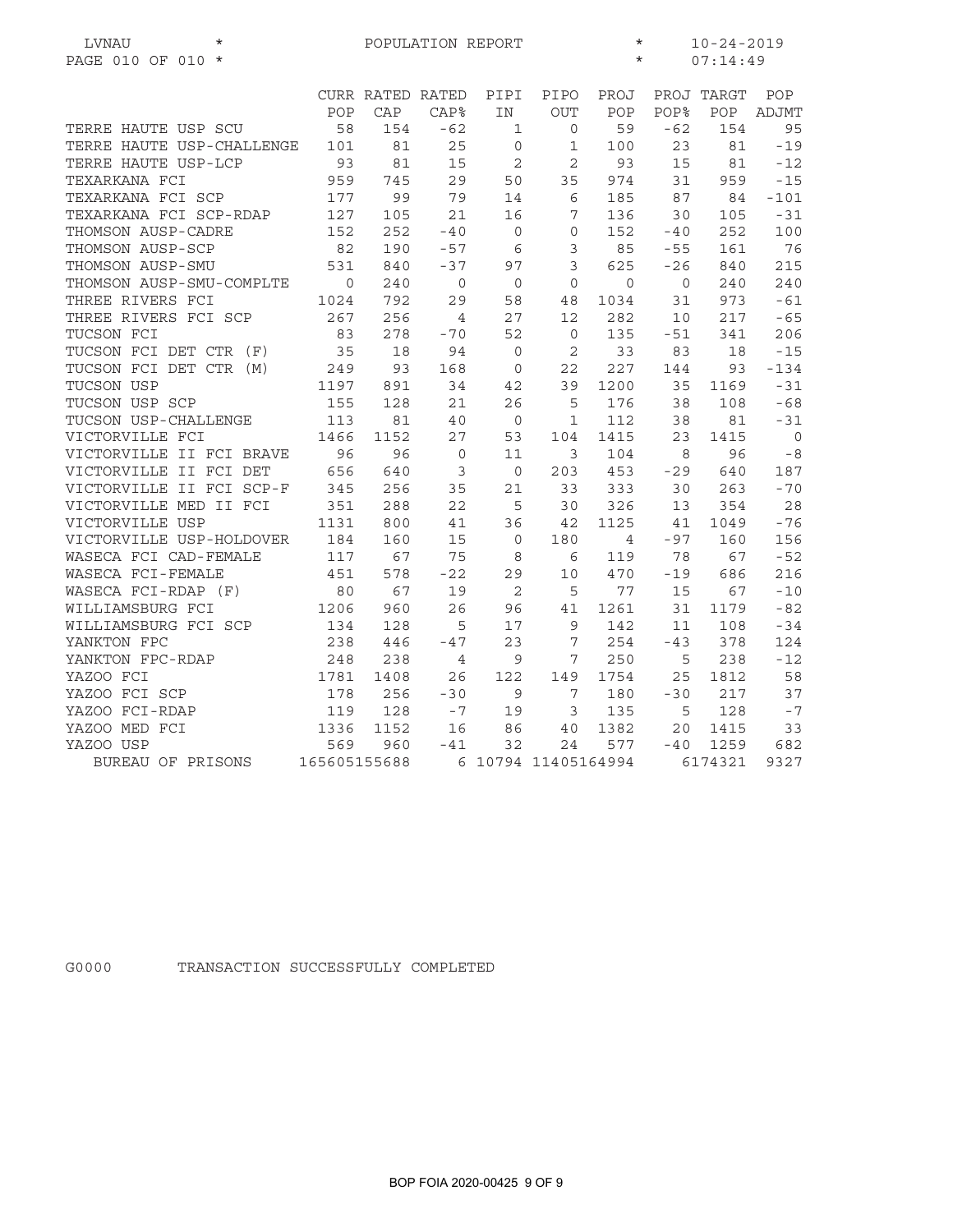| | CURR POP | RATED CAP | RATED CAP% | PIPI IN | PIPO OUT | PROJ POP | PROJ POP% | TARGT POP | POP ADJMT |
|---|---|---|---|---|---|---|---|---|---|
| TERRE HAUTE USP SCU | 58 | 154 | -62 | 1 | 0 | 59 | -62 | 154 | 95 |
| TERRE HAUTE USP-CHALLENGE | 101 | 81 | 25 | 0 | 1 | 100 | 23 | 81 | -19 |
| TERRE HAUTE USP-LCP | 93 | 81 | 15 | 2 | 2 | 93 | 15 | 81 | -12 |
| TEXARKANA FCI | 959 | 745 | 29 | 50 | 35 | 974 | 31 | 959 | -15 |
| TEXARKANA FCI SCP | 177 | 99 | 79 | 14 | 6 | 185 | 87 | 84 | -101 |
| TEXARKANA FCI SCP-RDAP | 127 | 105 | 21 | 16 | 7 | 136 | 30 | 105 | -31 |
| THOMSON AUSP-CADRE | 152 | 252 | -40 | 0 | 0 | 152 | -40 | 252 | 100 |
| THOMSON AUSP-SCP | 82 | 190 | -57 | 6 | 3 | 85 | -55 | 161 | 76 |
| THOMSON AUSP-SMU | 531 | 840 | -37 | 97 | 3 | 625 | -26 | 840 | 215 |
| THOMSON AUSP-SMU-COMPLTE | 0 | 240 | 0 | 0 | 0 | 0 | 0 | 240 | 240 |
| THREE RIVERS FCI | 1024 | 792 | 29 | 58 | 48 | 1034 | 31 | 973 | -61 |
| THREE RIVERS FCI SCP | 267 | 256 | 4 | 27 | 12 | 282 | 10 | 217 | -65 |
| TUCSON FCI | 83 | 278 | -70 | 52 | 0 | 135 | -51 | 341 | 206 |
| TUCSON FCI DET CTR (F) | 35 | 18 | 94 | 0 | 2 | 33 | 83 | 18 | -15 |
| TUCSON FCI DET CTR (M) | 249 | 93 | 168 | 0 | 22 | 227 | 144 | 93 | -134 |
| TUCSON USP | 1197 | 891 | 34 | 42 | 39 | 1200 | 35 | 1169 | -31 |
| TUCSON USP SCP | 155 | 128 | 21 | 26 | 5 | 176 | 38 | 108 | -68 |
| TUCSON USP-CHALLENGE | 113 | 81 | 40 | 0 | 1 | 112 | 38 | 81 | -31 |
| VICTORVILLE FCI | 1466 | 1152 | 27 | 53 | 104 | 1415 | 23 | 1415 | 0 |
| VICTORVILLE II FCI BRAVE | 96 | 96 | 0 | 11 | 3 | 104 | 8 | 96 | -8 |
| VICTORVILLE II FCI DET | 656 | 640 | 3 | 0 | 203 | 453 | -29 | 640 | 187 |
| VICTORVILLE II FCI SCP-F | 345 | 256 | 35 | 21 | 33 | 333 | 30 | 263 | -70 |
| VICTORVILLE MED II FCI | 351 | 288 | 22 | 5 | 30 | 326 | 13 | 354 | 28 |
| VICTORVILLE USP | 1131 | 800 | 41 | 36 | 42 | 1125 | 41 | 1049 | -76 |
| VICTORVILLE USP-HOLDOVER | 184 | 160 | 15 | 0 | 180 | 4 | -97 | 160 | 156 |
| WASECA FCI CAD-FEMALE | 117 | 67 | 75 | 8 | 6 | 119 | 78 | 67 | -52 |
| WASECA FCI-FEMALE | 451 | 578 | -22 | 29 | 10 | 470 | -19 | 686 | 216 |
| WASECA FCI-RDAP (F) | 80 | 67 | 19 | 2 | 5 | 77 | 15 | 67 | -10 |
| WILLIAMSBURG FCI | 1206 | 960 | 26 | 96 | 41 | 1261 | 31 | 1179 | -82 |
| WILLIAMSBURG FCI SCP | 134 | 128 | 5 | 17 | 9 | 142 | 11 | 108 | -34 |
| YANKTON FPC | 238 | 446 | -47 | 23 | 7 | 254 | -43 | 378 | 124 |
| YANKTON FPC-RDAP | 248 | 238 | 4 | 9 | 7 | 250 | 5 | 238 | -12 |
| YAZOO FCI | 1781 | 1408 | 26 | 122 | 149 | 1754 | 25 | 1812 | 58 |
| YAZOO FCI SCP | 178 | 256 | -30 | 9 | 7 | 180 | -30 | 217 | 37 |
| YAZOO FCI-RDAP | 119 | 128 | -7 | 19 | 3 | 135 | 5 | 128 | -7 |
| YAZOO MED FCI | 1336 | 1152 | 16 | 86 | 40 | 1382 | 20 | 1415 | 33 |
| YAZOO USP | 569 | 960 | -41 | 32 | 24 | 577 | -40 | 1259 | 682 |
| BUREAU OF PRISONS | 165605 | 155688 | 6 | 10794 | 11405 | 164994 | 6 | 174321 | 9327 |

G0000 TRANSACTION SUCCESSFULLY COMPLETED